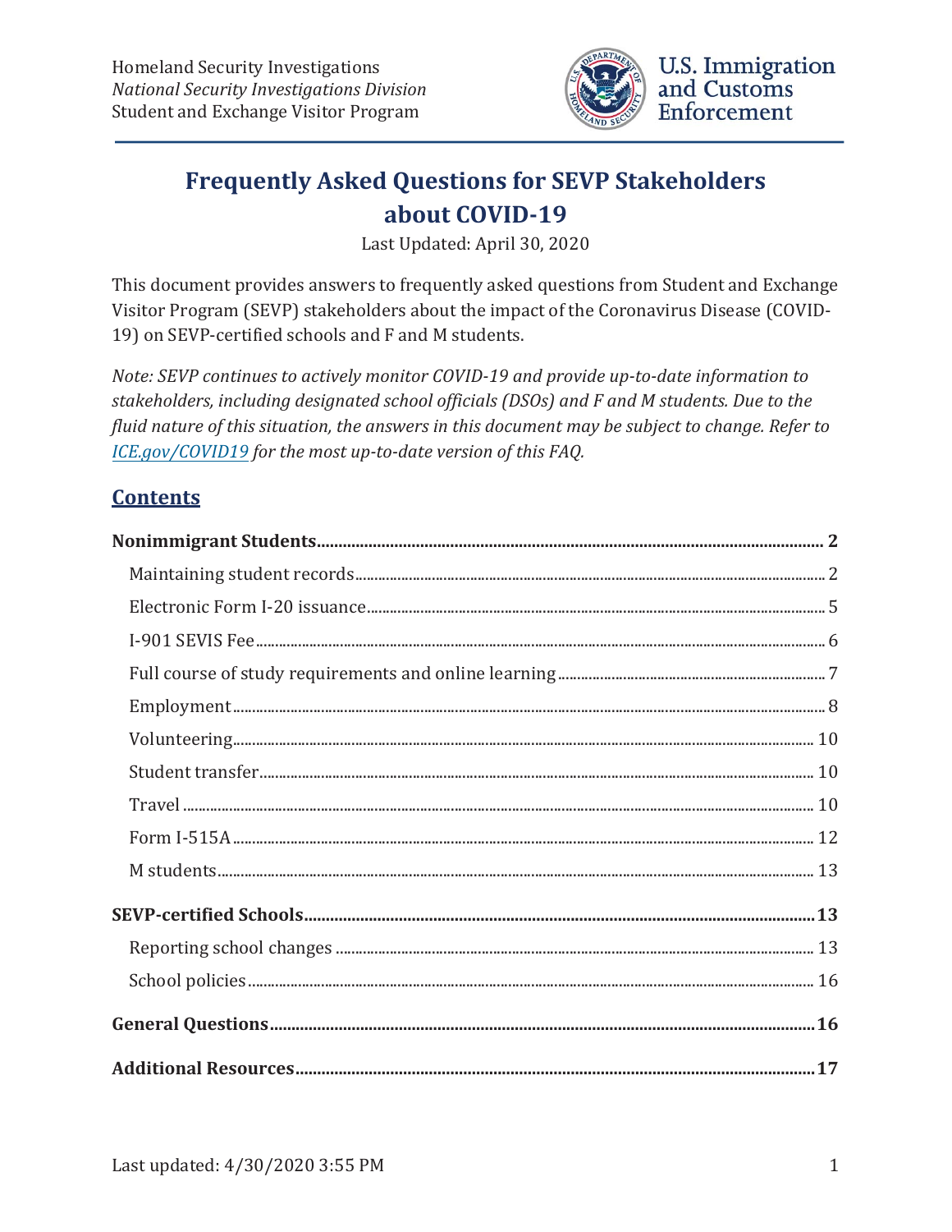Homeland Security Investigations
*National Security Investigations Division*
Student and Exchange Visitor Program

U.S. Immigration and Customs Enforcement

# Frequently Asked Questions for SEVP Stakeholders about COVID-19

Last Updated: April 30, 2020

This document provides answers to frequently asked questions from Student and Exchange Visitor Program (SEVP) stakeholders about the impact of the Coronavirus Disease (COVID-19) on SEVP-certified schools and F and M students.

*Note: SEVP continues to actively monitor COVID-19 and provide up-to-date information to stakeholders, including designated school officials (DSOs) and F and M students. Due to the fluid nature of this situation, the answers in this document may be subject to change. Refer to [ICE.gov/COVID19](ICE.gov/COVID19) for the most up-to-date version of this FAQ.*

## Contents

**Nonimmigrant Students** .......... **2**

- Maintaining student records .......... 2
- Electronic Form I-20 issuance .......... 5
- I-901 SEVIS Fee .......... 6
- Full course of study requirements and online learning .......... 7
- Employment .......... 8
- Volunteering .......... 10
- Student transfer .......... 10
- Travel .......... 10
- Form I-515A .......... 12
- M students .......... 13

**SEVP-certified Schools** .......... **13**

- Reporting school changes .......... 13
- School policies .......... 16

**General Questions** .......... **16**

**Additional Resources** .......... **17**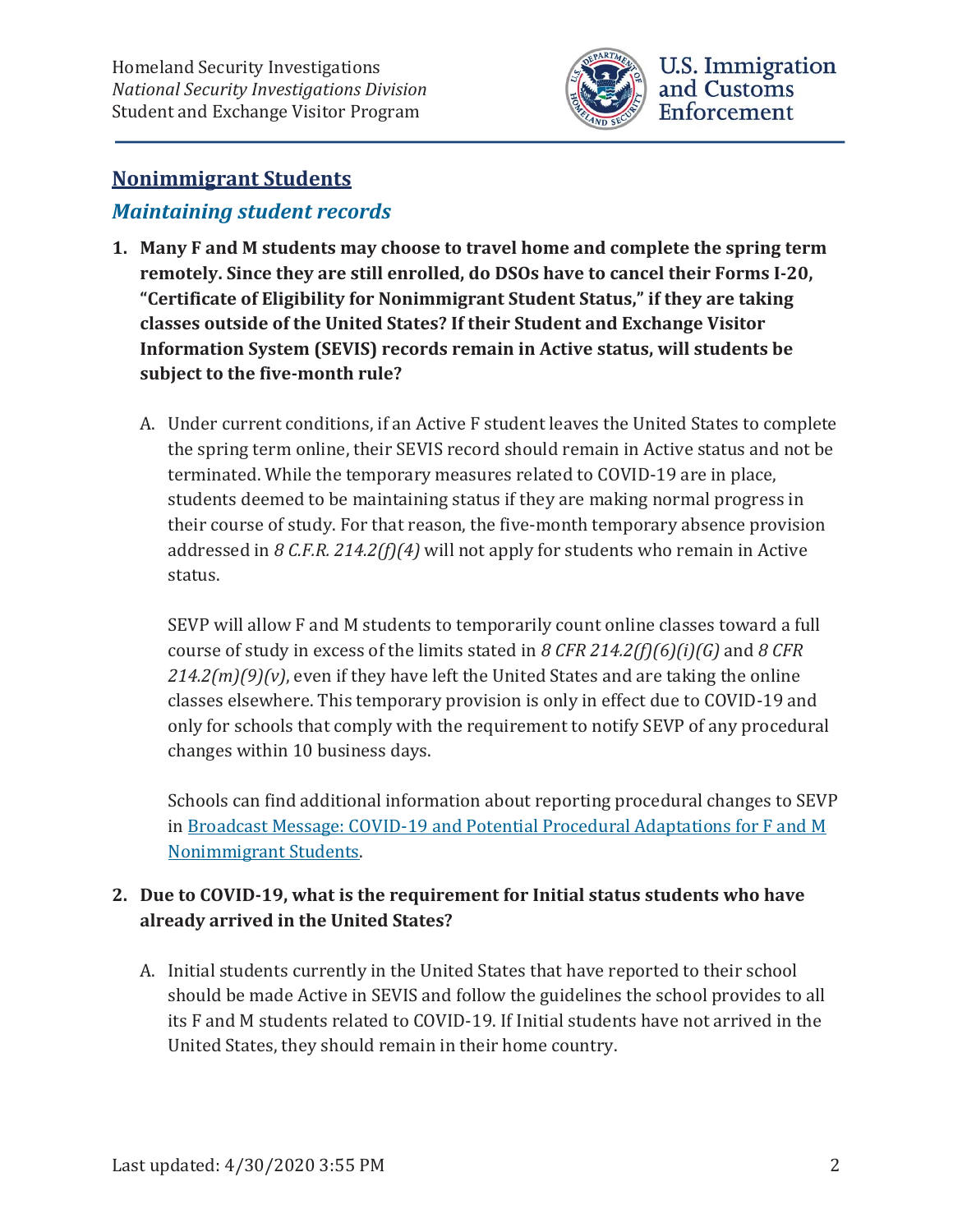## Nonimmigrant Students

### *Maintaining student records*

1. **Many F and M students may choose to travel home and complete the spring term remotely. Since they are still enrolled, do DSOs have to cancel their Forms I-20, "Certificate of Eligibility for Nonimmigrant Student Status," if they are taking classes outside of the United States? If their Student and Exchange Visitor Information System (SEVIS) records remain in Active status, will students be subject to the five-month rule?**

   A. Under current conditions, if an Active F student leaves the United States to complete the spring term online, their SEVIS record should remain in Active status and not be terminated. While the temporary measures related to COVID-19 are in place, students deemed to be maintaining status if they are making normal progress in their course of study. For that reason, the five-month temporary absence provision addressed in *8 C.F.R. 214.2(f)(4)* will not apply for students who remain in Active status.

   SEVP will allow F and M students to temporarily count online classes toward a full course of study in excess of the limits stated in *8 CFR 214.2(f)(6)(i)(G)* and *8 CFR 214.2(m)(9)(v)*, even if they have left the United States and are taking the online classes elsewhere. This temporary provision is only in effect due to COVID-19 and only for schools that comply with the requirement to notify SEVP of any procedural changes within 10 business days.

   Schools can find additional information about reporting procedural changes to SEVP in Broadcast Message: COVID-19 and Potential Procedural Adaptations for F and M Nonimmigrant Students.

2. **Due to COVID-19, what is the requirement for Initial status students who have already arrived in the United States?**

   A. Initial students currently in the United States that have reported to their school should be made Active in SEVIS and follow the guidelines the school provides to all its F and M students related to COVID-19. If Initial students have not arrived in the United States, they should remain in their home country.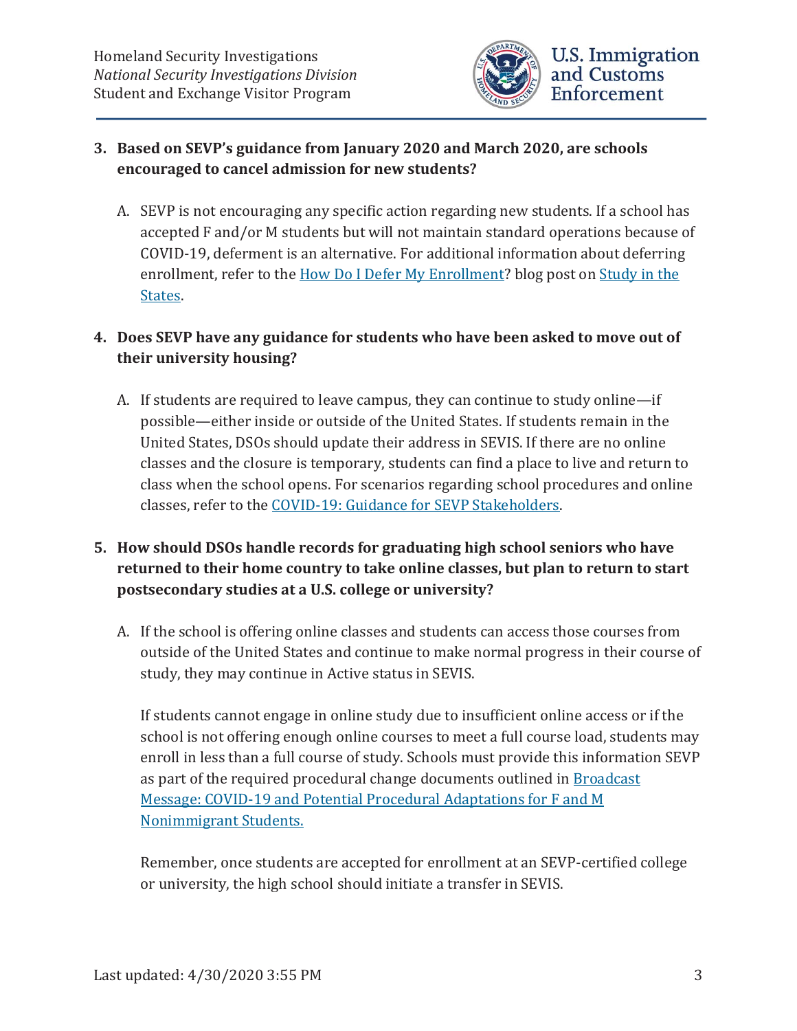3. **Based on SEVP's guidance from January 2020 and March 2020, are schools encouraged to cancel admission for new students?**

   A. SEVP is not encouraging any specific action regarding new students. If a school has accepted F and/or M students but will not maintain standard operations because of COVID-19, deferment is an alternative. For additional information about deferring enrollment, refer to the [How Do I Defer My Enrollment]? blog post on [Study in the States].

4. **Does SEVP have any guidance for students who have been asked to move out of their university housing?**

   A. If students are required to leave campus, they can continue to study online—if possible—either inside or outside of the United States. If students remain in the United States, DSOs should update their address in SEVIS. If there are no online classes and the closure is temporary, students can find a place to live and return to class when the school opens. For scenarios regarding school procedures and online classes, refer to the [COVID-19: Guidance for SEVP Stakeholders].

5. **How should DSOs handle records for graduating high school seniors who have returned to their home country to take online classes, but plan to return to start postsecondary studies at a U.S. college or university?**

   A. If the school is offering online classes and students can access those courses from outside of the United States and continue to make normal progress in their course of study, they may continue in Active status in SEVIS.

   If students cannot engage in online study due to insufficient online access or if the school is not offering enough online courses to meet a full course load, students may enroll in less than a full course of study. Schools must provide this information SEVP as part of the required procedural change documents outlined in [Broadcast Message: COVID-19 and Potential Procedural Adaptations for F and M Nonimmigrant Students.]

   Remember, once students are accepted for enrollment at an SEVP-certified college or university, the high school should initiate a transfer in SEVIS.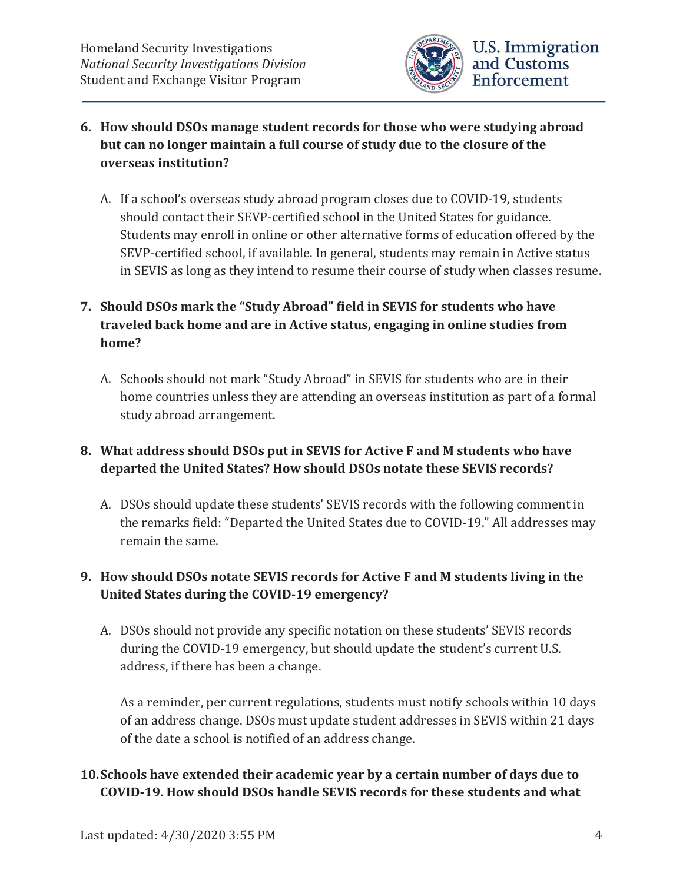6. **How should DSOs manage student records for those who were studying abroad but can no longer maintain a full course of study due to the closure of the overseas institution?**

   A. If a school's overseas study abroad program closes due to COVID-19, students should contact their SEVP-certified school in the United States for guidance. Students may enroll in online or other alternative forms of education offered by the SEVP-certified school, if available. In general, students may remain in Active status in SEVIS as long as they intend to resume their course of study when classes resume.

7. **Should DSOs mark the "Study Abroad" field in SEVIS for students who have traveled back home and are in Active status, engaging in online studies from home?**

   A. Schools should not mark "Study Abroad" in SEVIS for students who are in their home countries unless they are attending an overseas institution as part of a formal study abroad arrangement.

8. **What address should DSOs put in SEVIS for Active F and M students who have departed the United States? How should DSOs notate these SEVIS records?**

   A. DSOs should update these students' SEVIS records with the following comment in the remarks field: "Departed the United States due to COVID-19." All addresses may remain the same.

9. **How should DSOs notate SEVIS records for Active F and M students living in the United States during the COVID-19 emergency?**

   A. DSOs should not provide any specific notation on these students' SEVIS records during the COVID-19 emergency, but should update the student's current U.S. address, if there has been a change.

      As a reminder, per current regulations, students must notify schools within 10 days of an address change. DSOs must update student addresses in SEVIS within 21 days of the date a school is notified of an address change.

10. **Schools have extended their academic year by a certain number of days due to COVID-19. How should DSOs handle SEVIS records for these students and what**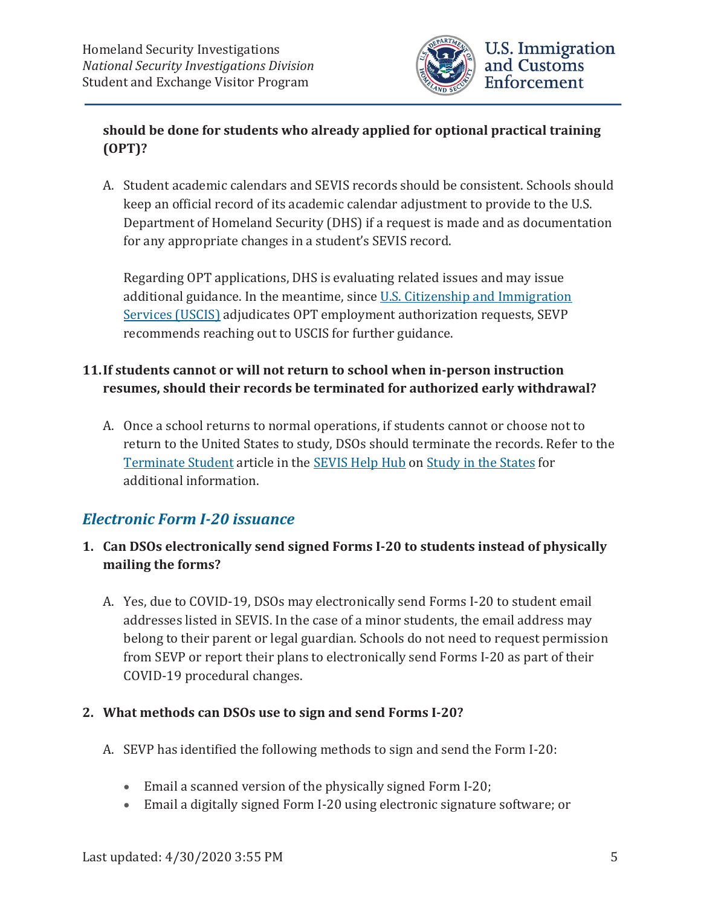**should be done for students who already applied for optional practical training (OPT)?**

A. Student academic calendars and SEVIS records should be consistent. Schools should keep an official record of its academic calendar adjustment to provide to the U.S. Department of Homeland Security (DHS) if a request is made and as documentation for any appropriate changes in a student's SEVIS record.

   Regarding OPT applications, DHS is evaluating related issues and may issue additional guidance. In the meantime, since [U.S. Citizenship and Immigration Services (USCIS)]() adjudicates OPT employment authorization requests, SEVP recommends reaching out to USCIS for further guidance.

11. **If students cannot or will not return to school when in-person instruction resumes, should their records be terminated for authorized early withdrawal?**

    A. Once a school returns to normal operations, if students cannot or choose not to return to the United States to study, DSOs should terminate the records. Refer to the [Terminate Student]() article in the [SEVIS Help Hub]() on [Study in the States]() for additional information.

## *Electronic Form I-20 issuance*

1. **Can DSOs electronically send signed Forms I-20 to students instead of physically mailing the forms?**

   A. Yes, due to COVID-19, DSOs may electronically send Forms I-20 to student email addresses listed in SEVIS. In the case of a minor students, the email address may belong to their parent or legal guardian. Schools do not need to request permission from SEVP or report their plans to electronically send Forms I-20 as part of their COVID-19 procedural changes.

2. **What methods can DSOs use to sign and send Forms I-20?**

   A. SEVP has identified the following methods to sign and send the Form I-20:

   - Email a scanned version of the physically signed Form I-20;
   - Email a digitally signed Form I-20 using electronic signature software; or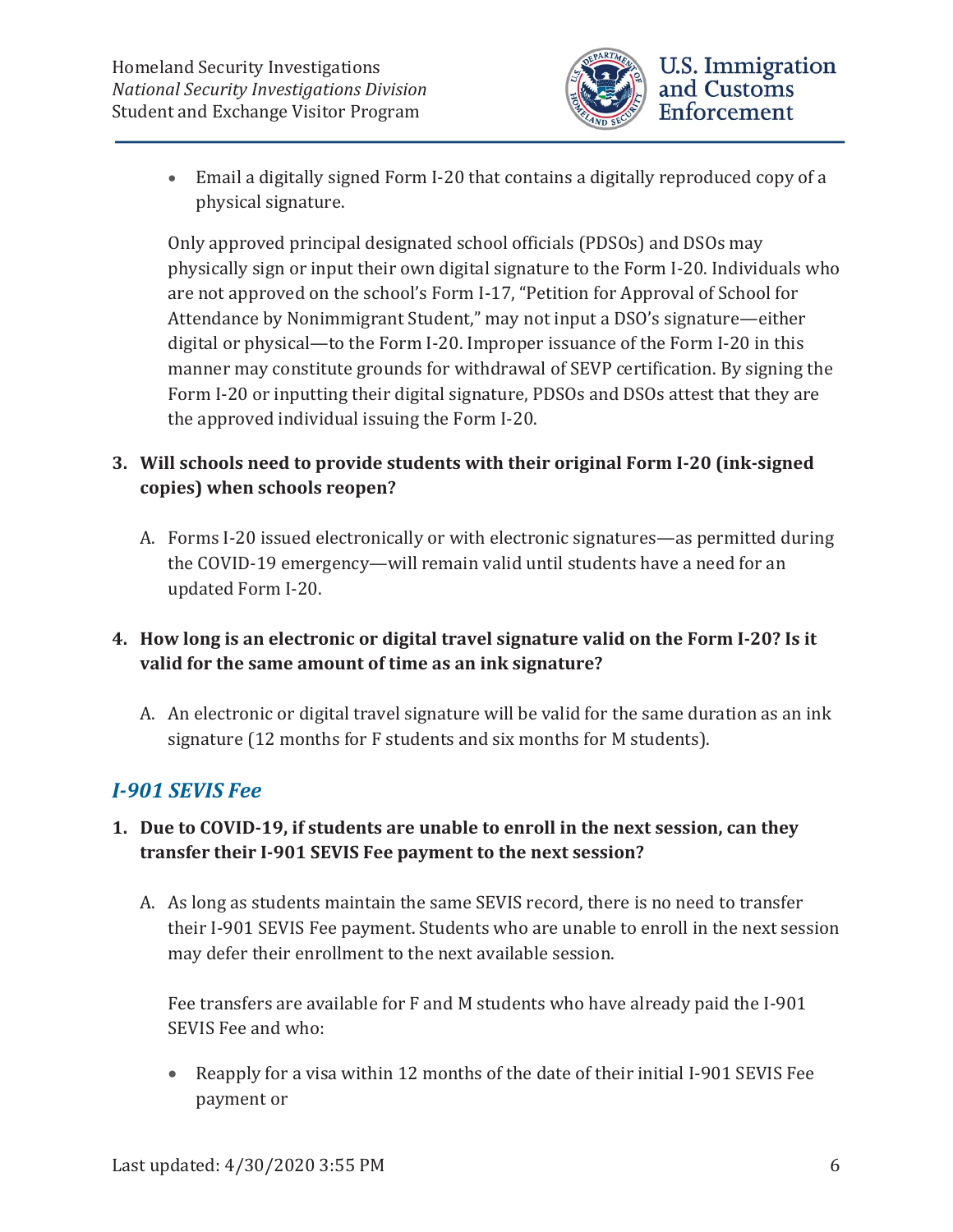- Email a digitally signed Form I-20 that contains a digitally reproduced copy of a physical signature.

Only approved principal designated school officials (PDSOs) and DSOs may physically sign or input their own digital signature to the Form I-20. Individuals who are not approved on the school's Form I-17, "Petition for Approval of School for Attendance by Nonimmigrant Student," may not input a DSO's signature—either digital or physical—to the Form I-20. Improper issuance of the Form I-20 in this manner may constitute grounds for withdrawal of SEVP certification. By signing the Form I-20 or inputting their digital signature, PDSOs and DSOs attest that they are the approved individual issuing the Form I-20.

**3. Will schools need to provide students with their original Form I-20 (ink-signed copies) when schools reopen?**

A. Forms I-20 issued electronically or with electronic signatures—as permitted during the COVID-19 emergency—will remain valid until students have a need for an updated Form I-20.

**4. How long is an electronic or digital travel signature valid on the Form I-20? Is it valid for the same amount of time as an ink signature?**

A. An electronic or digital travel signature will be valid for the same duration as an ink signature (12 months for F students and six months for M students).

## *I-901 SEVIS Fee*

**1. Due to COVID-19, if students are unable to enroll in the next session, can they transfer their I-901 SEVIS Fee payment to the next session?**

A. As long as students maintain the same SEVIS record, there is no need to transfer their I-901 SEVIS Fee payment. Students who are unable to enroll in the next session may defer their enrollment to the next available session.

Fee transfers are available for F and M students who have already paid the I-901 SEVIS Fee and who:

- Reapply for a visa within 12 months of the date of their initial I-901 SEVIS Fee payment or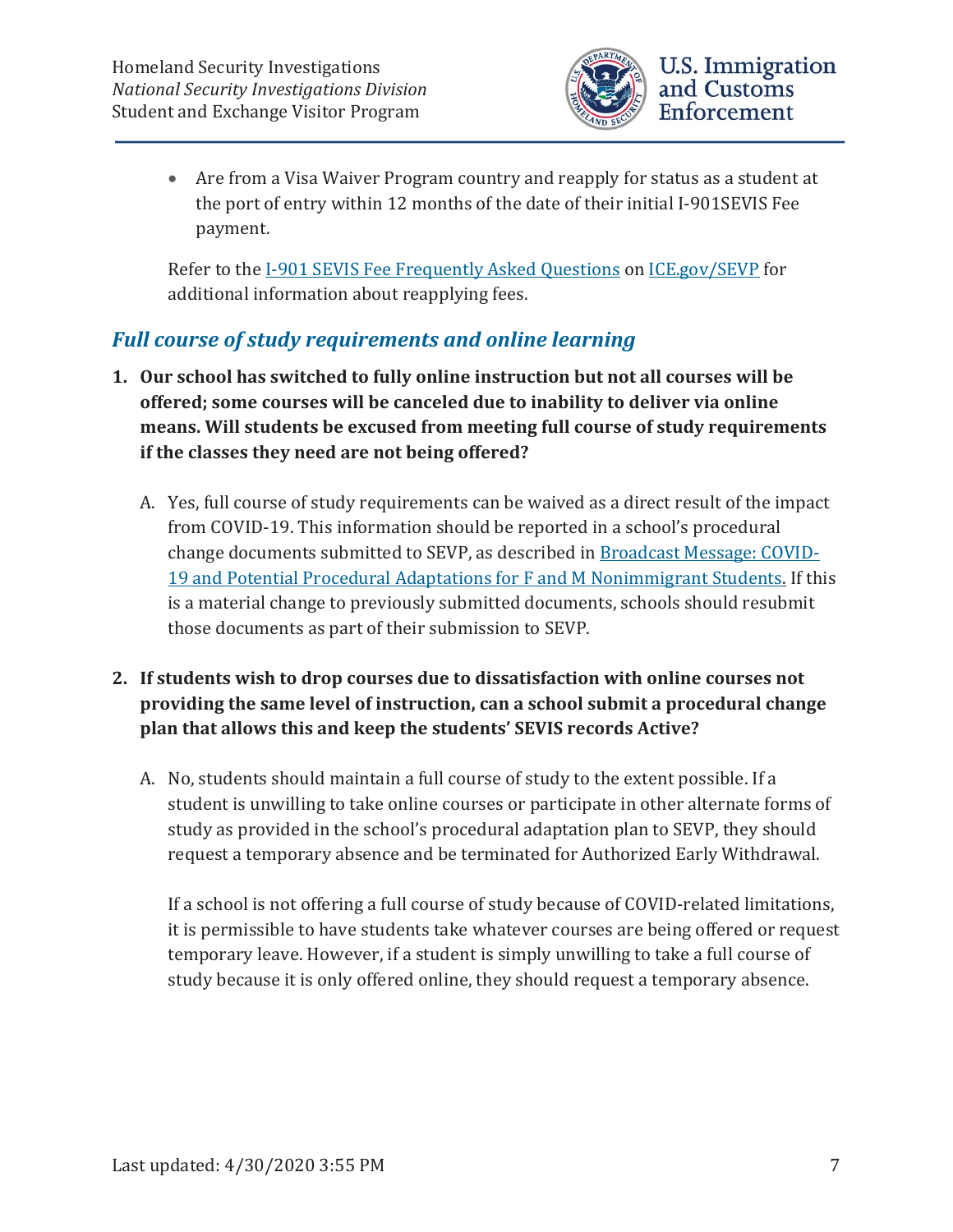- Are from a Visa Waiver Program country and reapply for status as a student at the port of entry within 12 months of the date of their initial I-901SEVIS Fee payment.

Refer to the [I-901 SEVIS Fee Frequently Asked Questions]() on [ICE.gov/SEVP]() for additional information about reapplying fees.

## *Full course of study requirements and online learning*

1. **Our school has switched to fully online instruction but not all courses will be offered; some courses will be canceled due to inability to deliver via online means. Will students be excused from meeting full course of study requirements if the classes they need are not being offered?**

   A. Yes, full course of study requirements can be waived as a direct result of the impact from COVID-19. This information should be reported in a school's procedural change documents submitted to SEVP, as described in [Broadcast Message: COVID-19 and Potential Procedural Adaptations for F and M Nonimmigrant Students.]() If this is a material change to previously submitted documents, schools should resubmit those documents as part of their submission to SEVP.

2. **If students wish to drop courses due to dissatisfaction with online courses not providing the same level of instruction, can a school submit a procedural change plan that allows this and keep the students' SEVIS records Active?**

   A. No, students should maintain a full course of study to the extent possible. If a student is unwilling to take online courses or participate in other alternate forms of study as provided in the school's procedural adaptation plan to SEVP, they should request a temporary absence and be terminated for Authorized Early Withdrawal.

   If a school is not offering a full course of study because of COVID-related limitations, it is permissible to have students take whatever courses are being offered or request temporary leave. However, if a student is simply unwilling to take a full course of study because it is only offered online, they should request a temporary absence.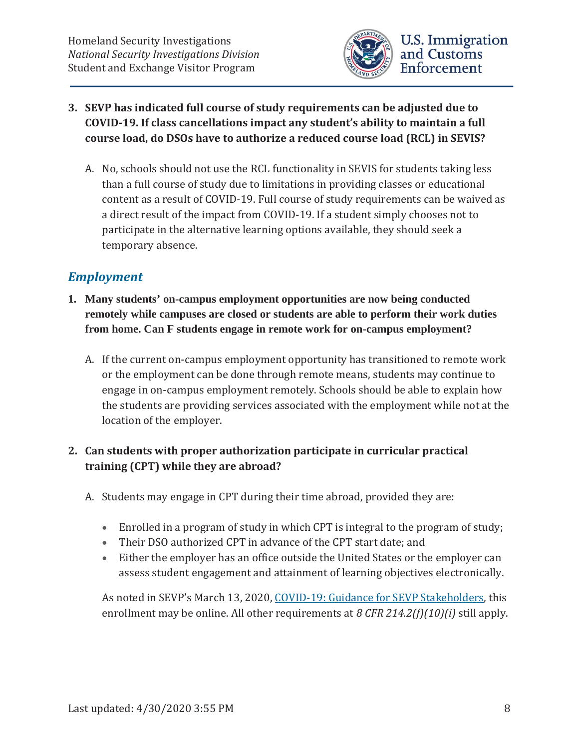3. **SEVP has indicated full course of study requirements can be adjusted due to COVID-19. If class cancellations impact any student's ability to maintain a full course load, do DSOs have to authorize a reduced course load (RCL) in SEVIS?**

   A. No, schools should not use the RCL functionality in SEVIS for students taking less than a full course of study due to limitations in providing classes or educational content as a result of COVID-19. Full course of study requirements can be waived as a direct result of the impact from COVID-19. If a student simply chooses not to participate in the alternative learning options available, they should seek a temporary absence.

## *Employment*

1. **Many students' on-campus employment opportunities are now being conducted remotely while campuses are closed or students are able to perform their work duties from home. Can F students engage in remote work for on-campus employment?**

   A. If the current on-campus employment opportunity has transitioned to remote work or the employment can be done through remote means, students may continue to engage in on-campus employment remotely. Schools should be able to explain how the students are providing services associated with the employment while not at the location of the employer.

2. **Can students with proper authorization participate in curricular practical training (CPT) while they are abroad?**

   A. Students may engage in CPT during their time abroad, provided they are:

   - Enrolled in a program of study in which CPT is integral to the program of study;
   - Their DSO authorized CPT in advance of the CPT start date; and
   - Either the employer has an office outside the United States or the employer can assess student engagement and attainment of learning objectives electronically.

   As noted in SEVP's March 13, 2020, COVID-19: Guidance for SEVP Stakeholders, this enrollment may be online. All other requirements at *8 CFR 214.2(f)(10)(i)* still apply.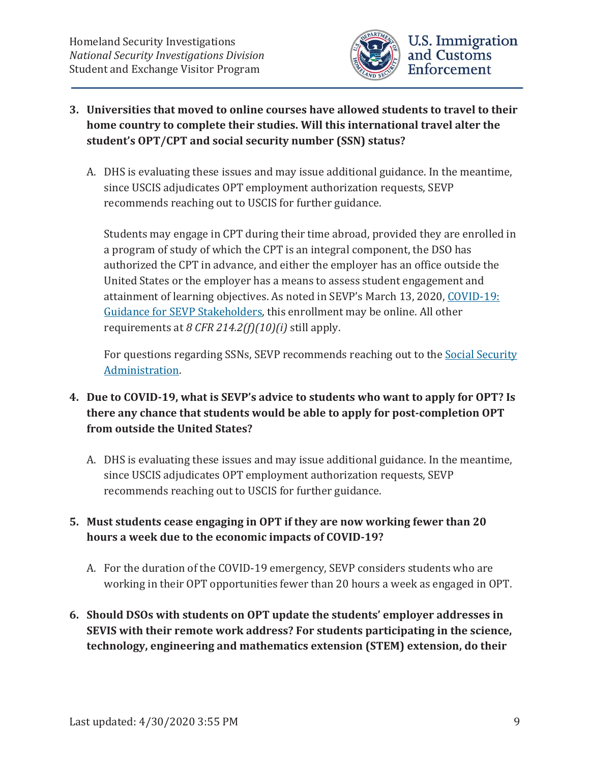3. **Universities that moved to online courses have allowed students to travel to their home country to complete their studies. Will this international travel alter the student's OPT/CPT and social security number (SSN) status?**

   A. DHS is evaluating these issues and may issue additional guidance. In the meantime, since USCIS adjudicates OPT employment authorization requests, SEVP recommends reaching out to USCIS for further guidance.

      Students may engage in CPT during their time abroad, provided they are enrolled in a program of study of which the CPT is an integral component, the DSO has authorized the CPT in advance, and either the employer has an office outside the United States or the employer has a means to assess student engagement and attainment of learning objectives. As noted in SEVP's March 13, 2020, COVID-19: Guidance for SEVP Stakeholders, this enrollment may be online. All other requirements at *8 CFR 214.2(f)(10)(i)* still apply.

      For questions regarding SSNs, SEVP recommends reaching out to the Social Security Administration.

4. **Due to COVID-19, what is SEVP's advice to students who want to apply for OPT? Is there any chance that students would be able to apply for post-completion OPT from outside the United States?**

   A. DHS is evaluating these issues and may issue additional guidance. In the meantime, since USCIS adjudicates OPT employment authorization requests, SEVP recommends reaching out to USCIS for further guidance.

5. **Must students cease engaging in OPT if they are now working fewer than 20 hours a week due to the economic impacts of COVID-19?**

   A. For the duration of the COVID-19 emergency, SEVP considers students who are working in their OPT opportunities fewer than 20 hours a week as engaged in OPT.

6. **Should DSOs with students on OPT update the students' employer addresses in SEVIS with their remote work address? For students participating in the science, technology, engineering and mathematics extension (STEM) extension, do their**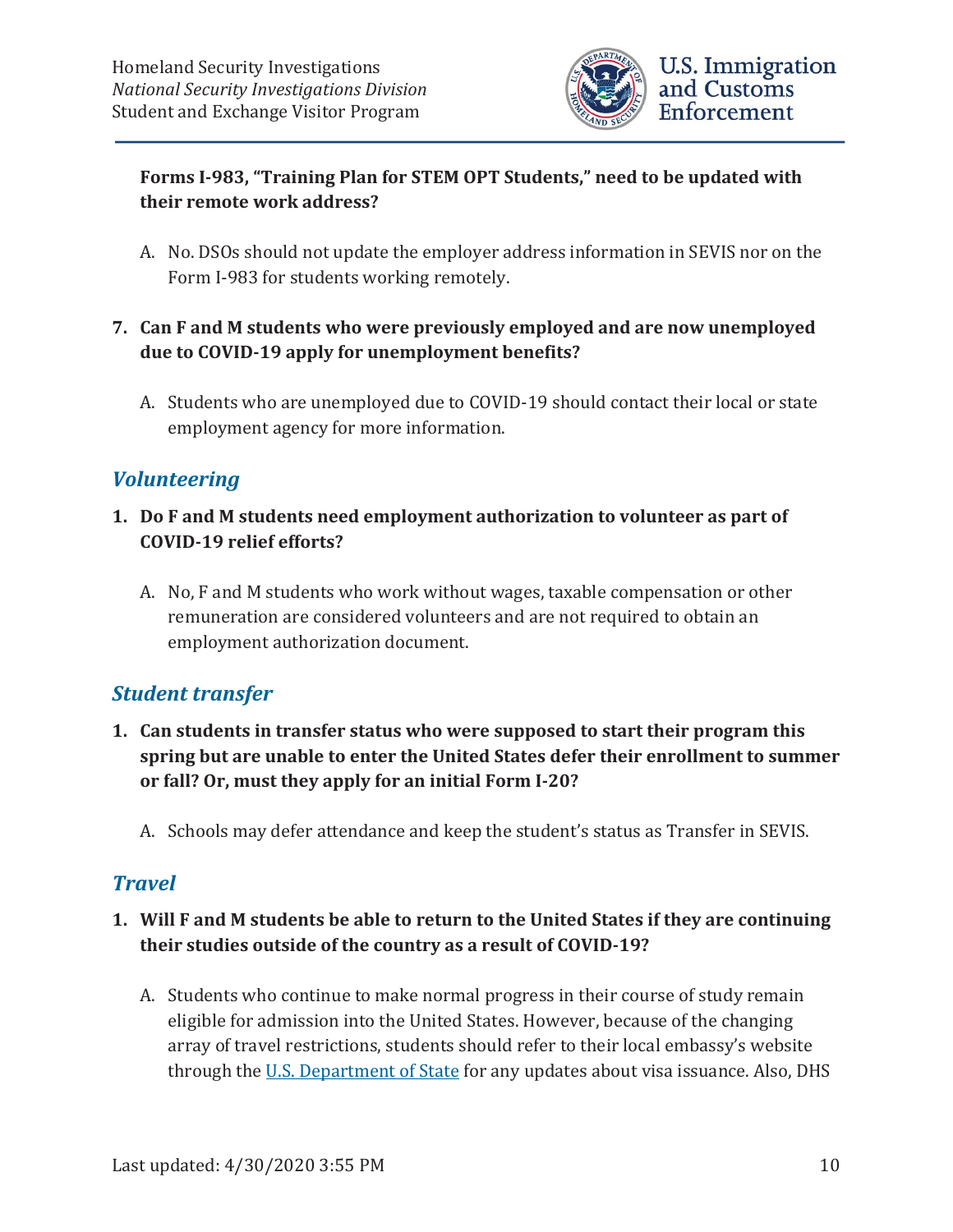**Forms I-983, "Training Plan for STEM OPT Students," need to be updated with their remote work address?**

A. No. DSOs should not update the employer address information in SEVIS nor on the Form I-983 for students working remotely.

7. **Can F and M students who were previously employed and are now unemployed due to COVID-19 apply for unemployment benefits?**

A. Students who are unemployed due to COVID-19 should contact their local or state employment agency for more information.

## *Volunteering*

1. **Do F and M students need employment authorization to volunteer as part of COVID-19 relief efforts?**

A. No, F and M students who work without wages, taxable compensation or other remuneration are considered volunteers and are not required to obtain an employment authorization document.

## *Student transfer*

1. **Can students in transfer status who were supposed to start their program this spring but are unable to enter the United States defer their enrollment to summer or fall? Or, must they apply for an initial Form I-20?**

A. Schools may defer attendance and keep the student's status as Transfer in SEVIS.

## *Travel*

1. **Will F and M students be able to return to the United States if they are continuing their studies outside of the country as a result of COVID-19?**

A. Students who continue to make normal progress in their course of study remain eligible for admission into the United States. However, because of the changing array of travel restrictions, students should refer to their local embassy's website through the [U.S. Department of State]() for any updates about visa issuance. Also, DHS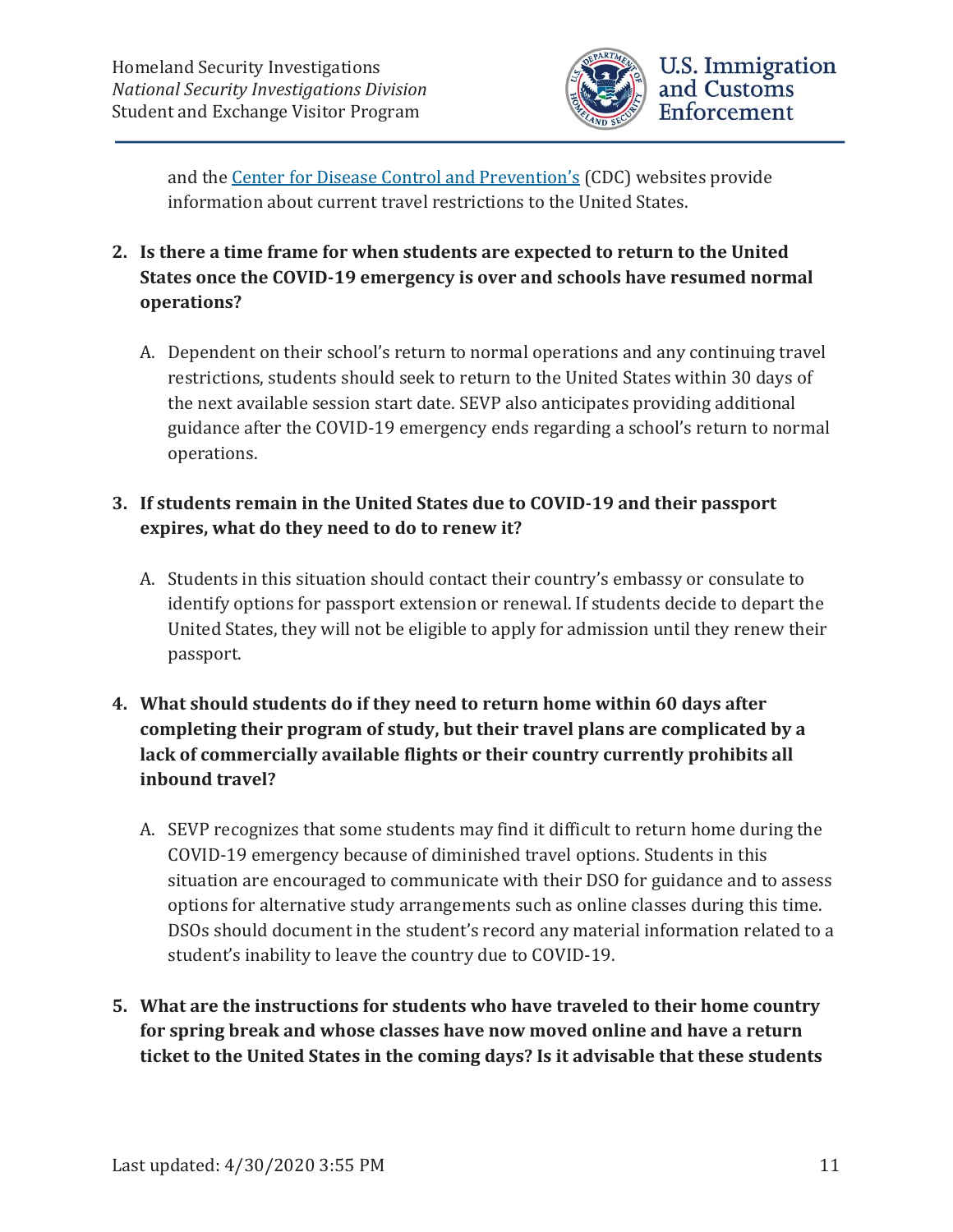and the [Center for Disease Control and Prevention's](#) (CDC) websites provide information about current travel restrictions to the United States.

2. **Is there a time frame for when students are expected to return to the United States once the COVID-19 emergency is over and schools have resumed normal operations?**

   A. Dependent on their school's return to normal operations and any continuing travel restrictions, students should seek to return to the United States within 30 days of the next available session start date. SEVP also anticipates providing additional guidance after the COVID-19 emergency ends regarding a school's return to normal operations.

3. **If students remain in the United States due to COVID-19 and their passport expires, what do they need to do to renew it?**

   A. Students in this situation should contact their country's embassy or consulate to identify options for passport extension or renewal. If students decide to depart the United States, they will not be eligible to apply for admission until they renew their passport.

4. **What should students do if they need to return home within 60 days after completing their program of study, but their travel plans are complicated by a lack of commercially available flights or their country currently prohibits all inbound travel?**

   A. SEVP recognizes that some students may find it difficult to return home during the COVID-19 emergency because of diminished travel options. Students in this situation are encouraged to communicate with their DSO for guidance and to assess options for alternative study arrangements such as online classes during this time. DSOs should document in the student's record any material information related to a student's inability to leave the country due to COVID-19.

5. **What are the instructions for students who have traveled to their home country for spring break and whose classes have now moved online and have a return ticket to the United States in the coming days? Is it advisable that these students**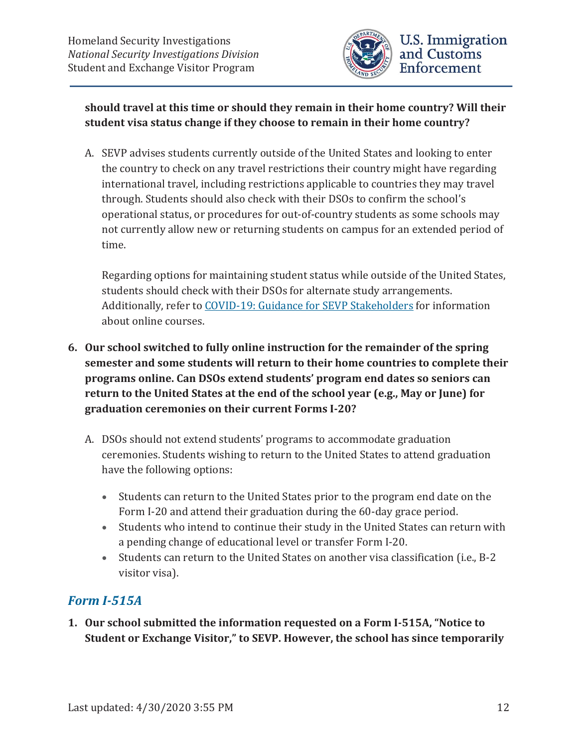**should travel at this time or should they remain in their home country? Will their student visa status change if they choose to remain in their home country?**

A. SEVP advises students currently outside of the United States and looking to enter the country to check on any travel restrictions their country might have regarding international travel, including restrictions applicable to countries they may travel through. Students should also check with their DSOs to confirm the school's operational status, or procedures for out-of-country students as some schools may not currently allow new or returning students on campus for an extended period of time.

   Regarding options for maintaining student status while outside of the United States, students should check with their DSOs for alternate study arrangements. Additionally, refer to [COVID-19: Guidance for SEVP Stakeholders](#) for information about online courses.

6. **Our school switched to fully online instruction for the remainder of the spring semester and some students will return to their home countries to complete their programs online. Can DSOs extend students' program end dates so seniors can return to the United States at the end of the school year (e.g., May or June) for graduation ceremonies on their current Forms I-20?**

   A. DSOs should not extend students' programs to accommodate graduation ceremonies. Students wishing to return to the United States to attend graduation have the following options:

   - Students can return to the United States prior to the program end date on the Form I-20 and attend their graduation during the 60-day grace period.
   - Students who intend to continue their study in the United States can return with a pending change of educational level or transfer Form I-20.
   - Students can return to the United States on another visa classification (i.e., B-2 visitor visa).

## *Form I-515A*

1. **Our school submitted the information requested on a Form I-515A, "Notice to Student or Exchange Visitor," to SEVP. However, the school has since temporarily**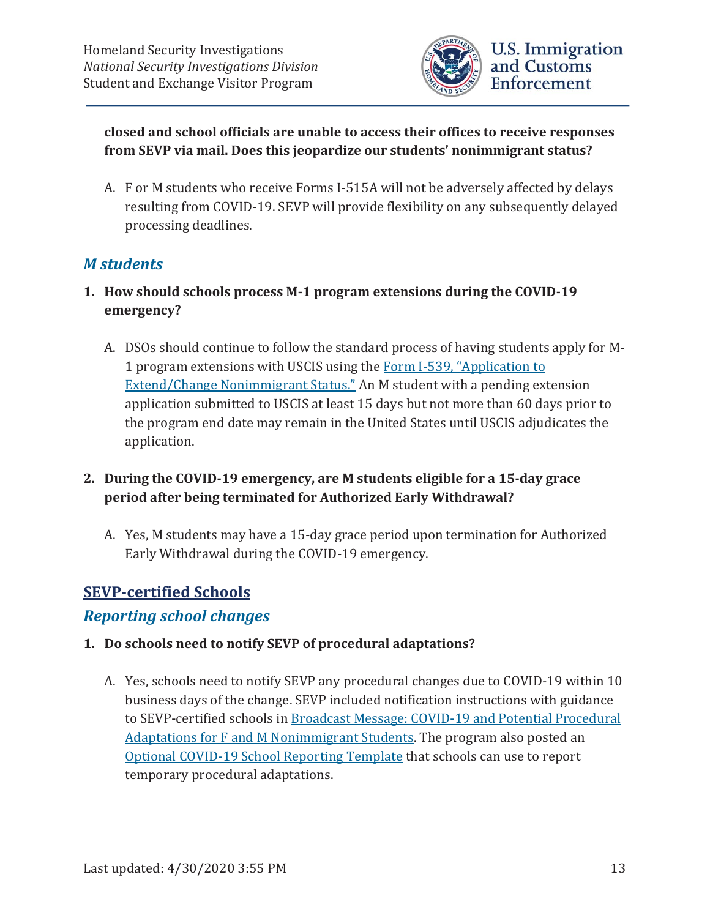**closed and school officials are unable to access their offices to receive responses from SEVP via mail. Does this jeopardize our students' nonimmigrant status?**

A. F or M students who receive Forms I-515A will not be adversely affected by delays resulting from COVID-19. SEVP will provide flexibility on any subsequently delayed processing deadlines.

### *M students*

1. **How should schools process M-1 program extensions during the COVID-19 emergency?**

   A. DSOs should continue to follow the standard process of having students apply for M-1 program extensions with USCIS using the [Form I-539, "Application to Extend/Change Nonimmigrant Status."](#) An M student with a pending extension application submitted to USCIS at least 15 days but not more than 60 days prior to the program end date may remain in the United States until USCIS adjudicates the application.

2. **During the COVID-19 emergency, are M students eligible for a 15-day grace period after being terminated for Authorized Early Withdrawal?**

   A. Yes, M students may have a 15-day grace period upon termination for Authorized Early Withdrawal during the COVID-19 emergency.

## SEVP-certified Schools

### *Reporting school changes*

1. **Do schools need to notify SEVP of procedural adaptations?**

   A. Yes, schools need to notify SEVP any procedural changes due to COVID-19 within 10 business days of the change. SEVP included notification instructions with guidance to SEVP-certified schools in [Broadcast Message: COVID-19 and Potential Procedural Adaptations for F and M Nonimmigrant Students](#). The program also posted an [Optional COVID-19 School Reporting Template](#) that schools can use to report temporary procedural adaptations.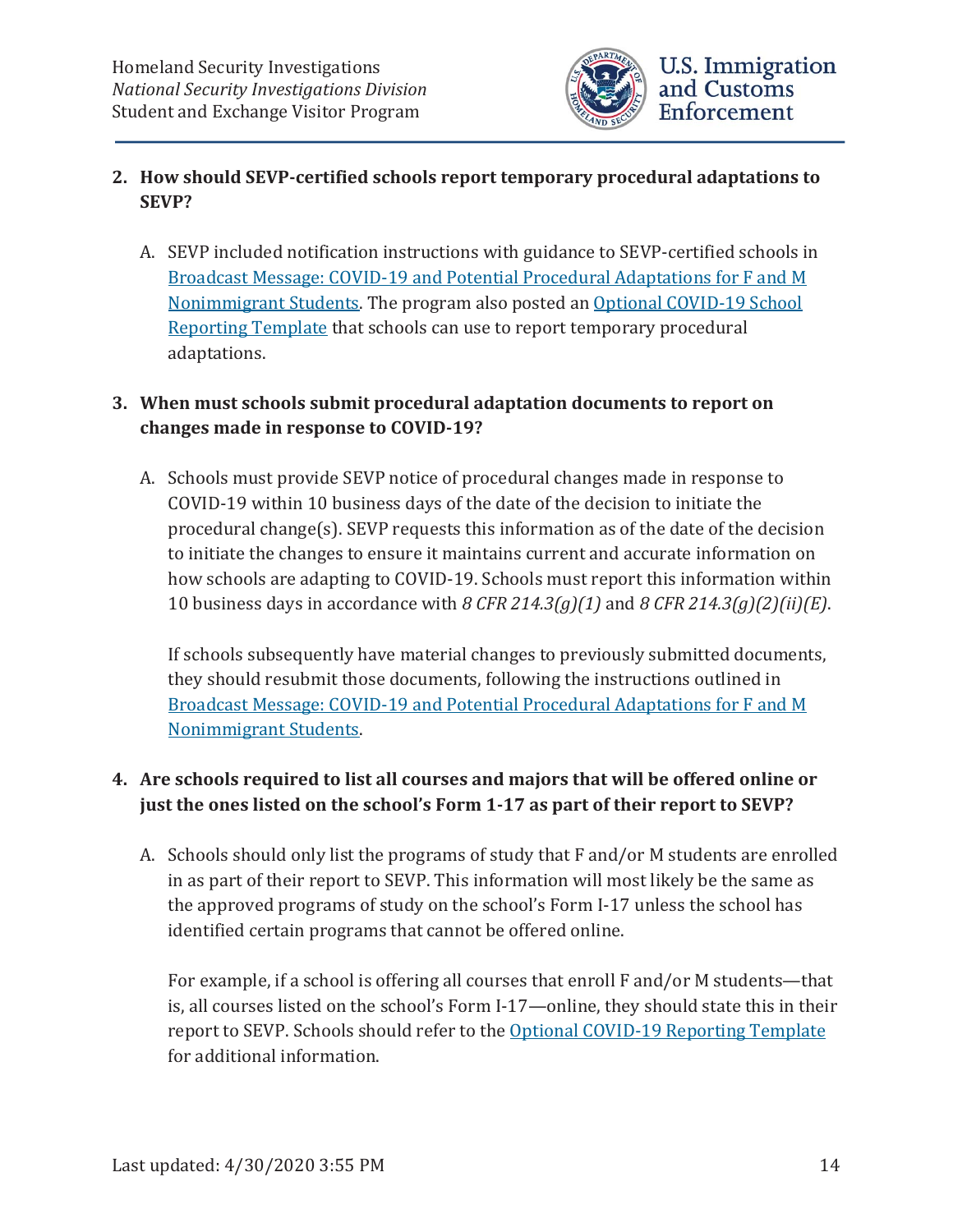2. **How should SEVP-certified schools report temporary procedural adaptations to SEVP?**

   A. SEVP included notification instructions with guidance to SEVP-certified schools in [Broadcast Message: COVID-19 and Potential Procedural Adaptations for F and M Nonimmigrant Students](). The program also posted an [Optional COVID-19 School Reporting Template]() that schools can use to report temporary procedural adaptations.

3. **When must schools submit procedural adaptation documents to report on changes made in response to COVID-19?**

   A. Schools must provide SEVP notice of procedural changes made in response to COVID-19 within 10 business days of the date of the decision to initiate the procedural change(s). SEVP requests this information as of the date of the decision to initiate the changes to ensure it maintains current and accurate information on how schools are adapting to COVID-19. Schools must report this information within 10 business days in accordance with *8 CFR 214.3(g)(1)* and *8 CFR 214.3(g)(2)(ii)(E)*.

   If schools subsequently have material changes to previously submitted documents, they should resubmit those documents, following the instructions outlined in [Broadcast Message: COVID-19 and Potential Procedural Adaptations for F and M Nonimmigrant Students]().

4. **Are schools required to list all courses and majors that will be offered online or just the ones listed on the school's Form 1-17 as part of their report to SEVP?**

   A. Schools should only list the programs of study that F and/or M students are enrolled in as part of their report to SEVP. This information will most likely be the same as the approved programs of study on the school's Form I-17 unless the school has identified certain programs that cannot be offered online.

   For example, if a school is offering all courses that enroll F and/or M students—that is, all courses listed on the school's Form I-17—online, they should state this in their report to SEVP. Schools should refer to the [Optional COVID-19 Reporting Template]() for additional information.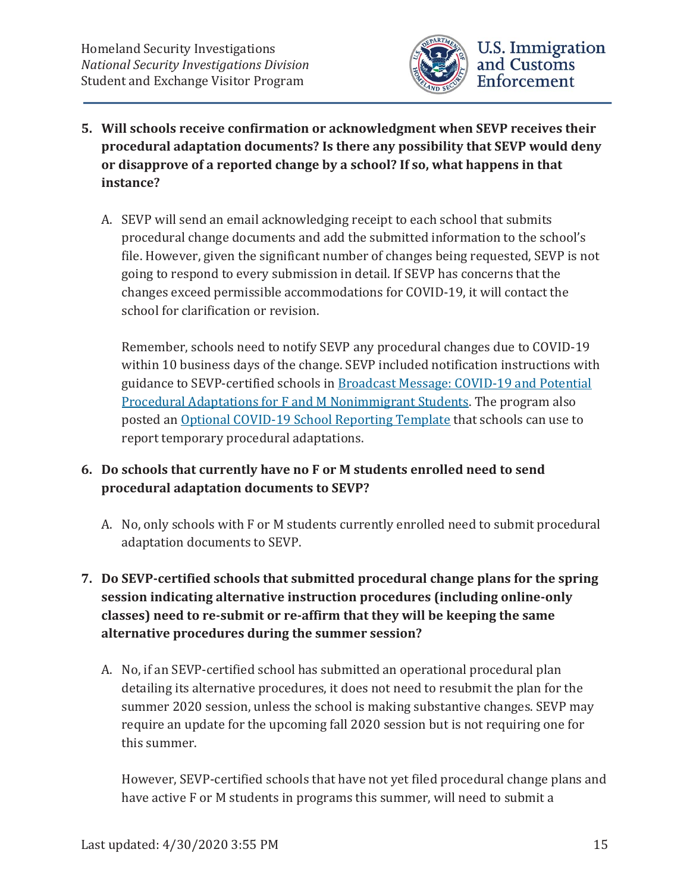5. **Will schools receive confirmation or acknowledgment when SEVP receives their procedural adaptation documents? Is there any possibility that SEVP would deny or disapprove of a reported change by a school? If so, what happens in that instance?**

   A. SEVP will send an email acknowledging receipt to each school that submits procedural change documents and add the submitted information to the school's file. However, given the significant number of changes being requested, SEVP is not going to respond to every submission in detail. If SEVP has concerns that the changes exceed permissible accommodations for COVID-19, it will contact the school for clarification or revision.

   Remember, schools need to notify SEVP any procedural changes due to COVID-19 within 10 business days of the change. SEVP included notification instructions with guidance to SEVP-certified schools in Broadcast Message: COVID-19 and Potential Procedural Adaptations for F and M Nonimmigrant Students. The program also posted an Optional COVID-19 School Reporting Template that schools can use to report temporary procedural adaptations.

6. **Do schools that currently have no F or M students enrolled need to send procedural adaptation documents to SEVP?**

   A. No, only schools with F or M students currently enrolled need to submit procedural adaptation documents to SEVP.

7. **Do SEVP-certified schools that submitted procedural change plans for the spring session indicating alternative instruction procedures (including online-only classes) need to re-submit or re-affirm that they will be keeping the same alternative procedures during the summer session?**

   A. No, if an SEVP-certified school has submitted an operational procedural plan detailing its alternative procedures, it does not need to resubmit the plan for the summer 2020 session, unless the school is making substantive changes. SEVP may require an update for the upcoming fall 2020 session but is not requiring one for this summer.

   However, SEVP-certified schools that have not yet filed procedural change plans and have active F or M students in programs this summer, will need to submit a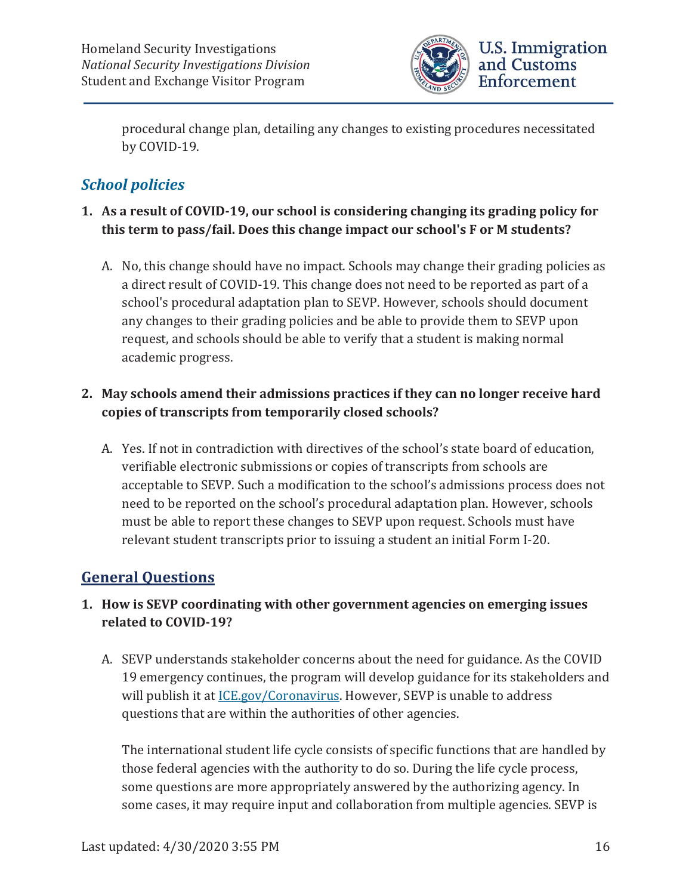procedural change plan, detailing any changes to existing procedures necessitated by COVID-19.

## *School policies*

1. **As a result of COVID-19, our school is considering changing its grading policy for this term to pass/fail. Does this change impact our school's F or M students?**

   A. No, this change should have no impact. Schools may change their grading policies as a direct result of COVID-19. This change does not need to be reported as part of a school's procedural adaptation plan to SEVP. However, schools should document any changes to their grading policies and be able to provide them to SEVP upon request, and schools should be able to verify that a student is making normal academic progress.

2. **May schools amend their admissions practices if they can no longer receive hard copies of transcripts from temporarily closed schools?**

   A. Yes. If not in contradiction with directives of the school's state board of education, verifiable electronic submissions or copies of transcripts from schools are acceptable to SEVP. Such a modification to the school's admissions process does not need to be reported on the school's procedural adaptation plan. However, schools must be able to report these changes to SEVP upon request. Schools must have relevant student transcripts prior to issuing a student an initial Form I-20.

## General Questions

1. **How is SEVP coordinating with other government agencies on emerging issues related to COVID-19?**

   A. SEVP understands stakeholder concerns about the need for guidance. As the COVID 19 emergency continues, the program will develop guidance for its stakeholders and will publish it at [ICE.gov/Coronavirus](ICE.gov/Coronavirus). However, SEVP is unable to address questions that are within the authorities of other agencies.

   The international student life cycle consists of specific functions that are handled by those federal agencies with the authority to do so. During the life cycle process, some questions are more appropriately answered by the authorizing agency. In some cases, it may require input and collaboration from multiple agencies. SEVP is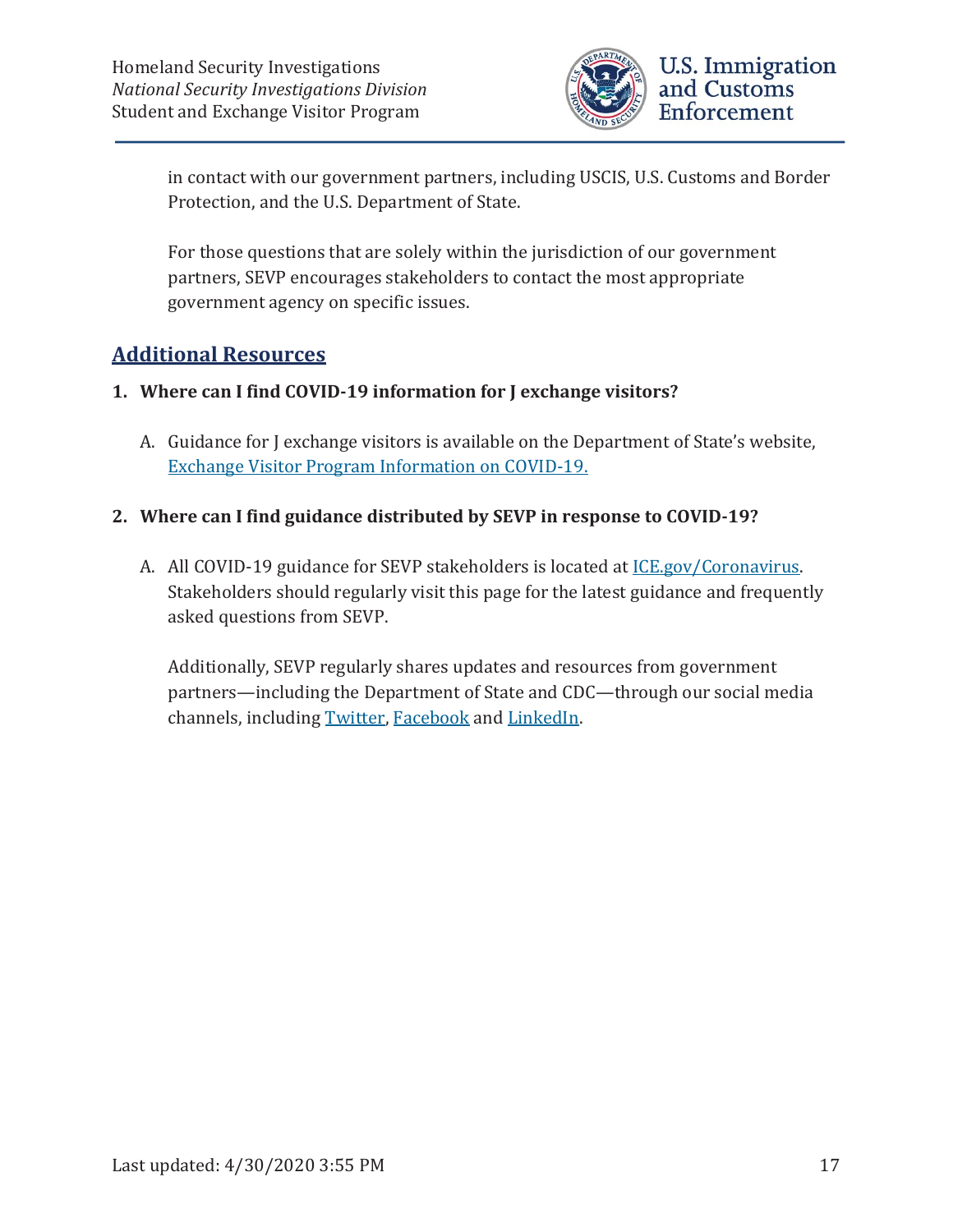in contact with our government partners, including USCIS, U.S. Customs and Border Protection, and the U.S. Department of State.

For those questions that are solely within the jurisdiction of our government partners, SEVP encourages stakeholders to contact the most appropriate government agency on specific issues.

## Additional Resources

**1. Where can I find COVID-19 information for J exchange visitors?**

A. Guidance for J exchange visitors is available on the Department of State's website, Exchange Visitor Program Information on COVID-19.

**2. Where can I find guidance distributed by SEVP in response to COVID-19?**

A. All COVID-19 guidance for SEVP stakeholders is located at ICE.gov/Coronavirus. Stakeholders should regularly visit this page for the latest guidance and frequently asked questions from SEVP.

Additionally, SEVP regularly shares updates and resources from government partners—including the Department of State and CDC—through our social media channels, including Twitter, Facebook and LinkedIn.